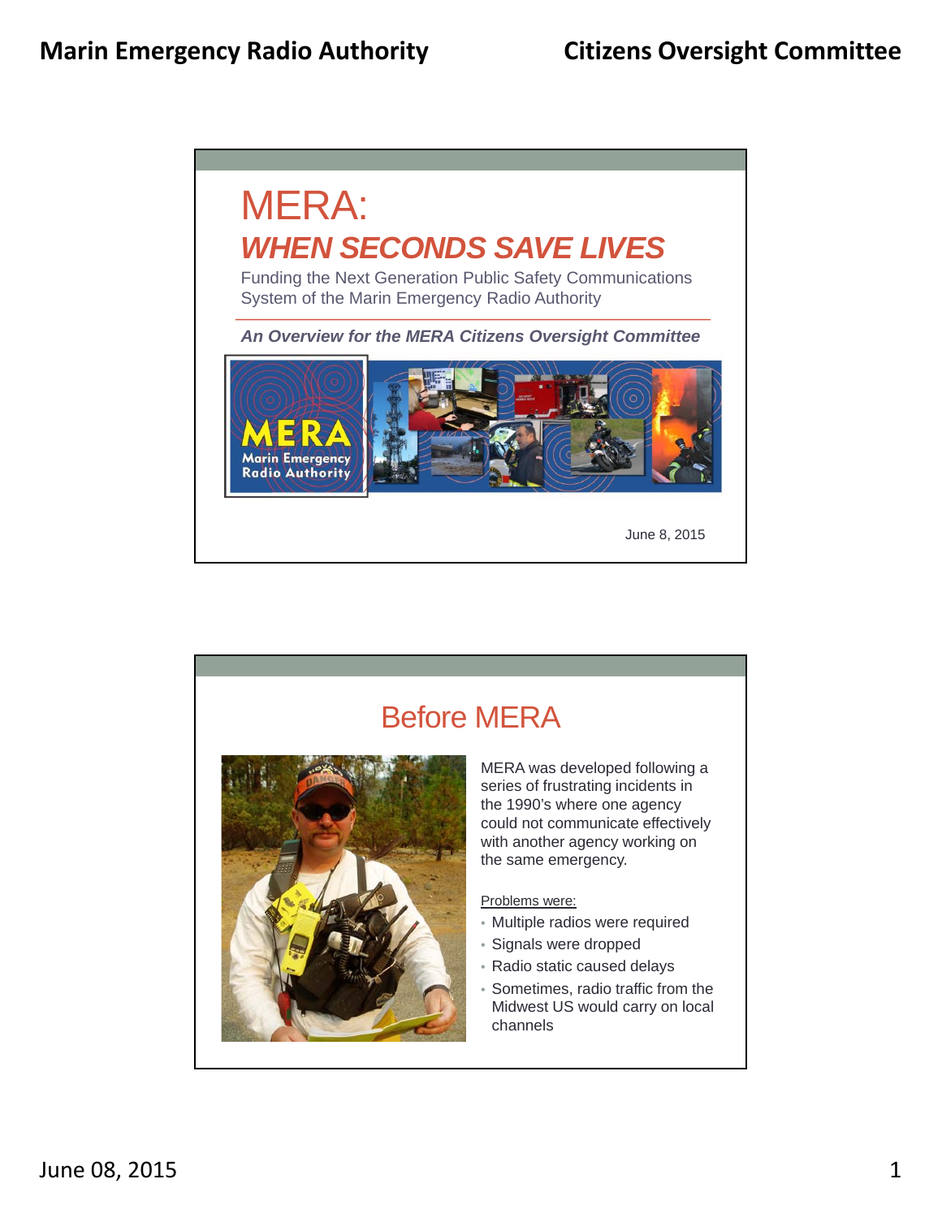# MERA:

## *WHEN SECONDS SAVE LIVES*

Funding the Next Generation Public Safety Communications System of the Marin Emergency Radio Authority

***An Overview for the MERA Citizens Oversight Committee***

June 8, 2015

## Before MERA

MERA was developed following a series of frustrating incidents in the 1990's where one agency could not communicate effectively with another agency working on the same emergency.

Problems were:

- Multiple radios were required
- Signals were dropped
- Radio static caused delays
- Sometimes, radio traffic from the Midwest US would carry on local channels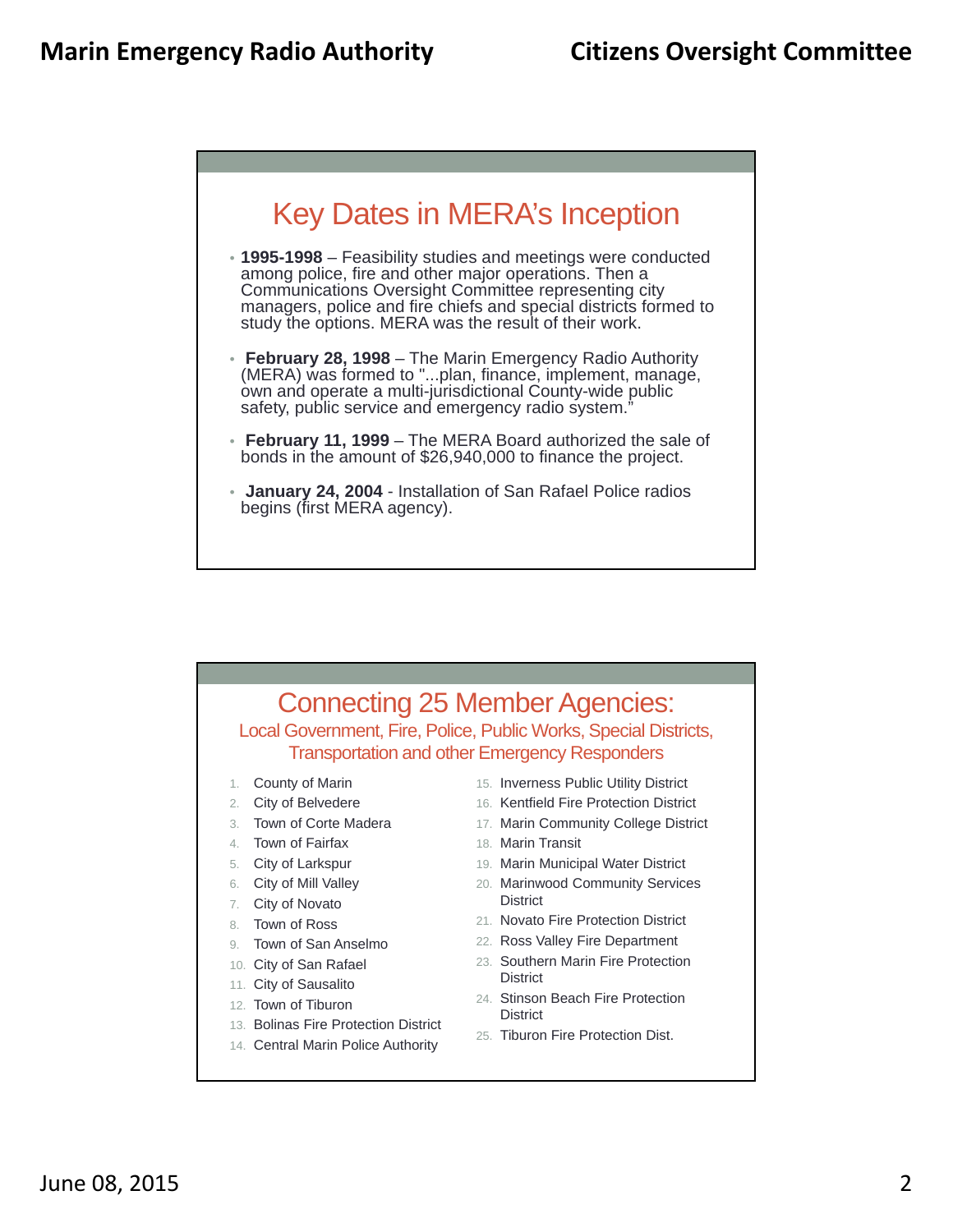## Key Dates in MERA's Inception

- **1995-1998** – Feasibility studies and meetings were conducted among police, fire and other major operations. Then a Communications Oversight Committee representing city managers, police and fire chiefs and special districts formed to study the options. MERA was the result of their work.
- **February 28, 1998** – The Marin Emergency Radio Authority (MERA) was formed to "...plan, finance, implement, manage, own and operate a multi-jurisdictional County-wide public safety, public service and emergency radio system."
- **February 11, 1999** – The MERA Board authorized the sale of bonds in the amount of $26,940,000 to finance the project.
- **January 24, 2004** - Installation of San Rafael Police radios begins (first MERA agency).

## Connecting 25 Member Agencies:

### Local Government, Fire, Police, Public Works, Special Districts, Transportation and other Emergency Responders

1. County of Marin
2. City of Belvedere
3. Town of Corte Madera
4. Town of Fairfax
5. City of Larkspur
6. City of Mill Valley
7. City of Novato
8. Town of Ross
9. Town of San Anselmo
10. City of San Rafael
11. City of Sausalito
12. Town of Tiburon
13. Bolinas Fire Protection District
14. Central Marin Police Authority
15. Inverness Public Utility District
16. Kentfield Fire Protection District
17. Marin Community College District
18. Marin Transit
19. Marin Municipal Water District
20. Marinwood Community Services District
21. Novato Fire Protection District
22. Ross Valley Fire Department
23. Southern Marin Fire Protection District
24. Stinson Beach Fire Protection District
25. Tiburon Fire Protection Dist.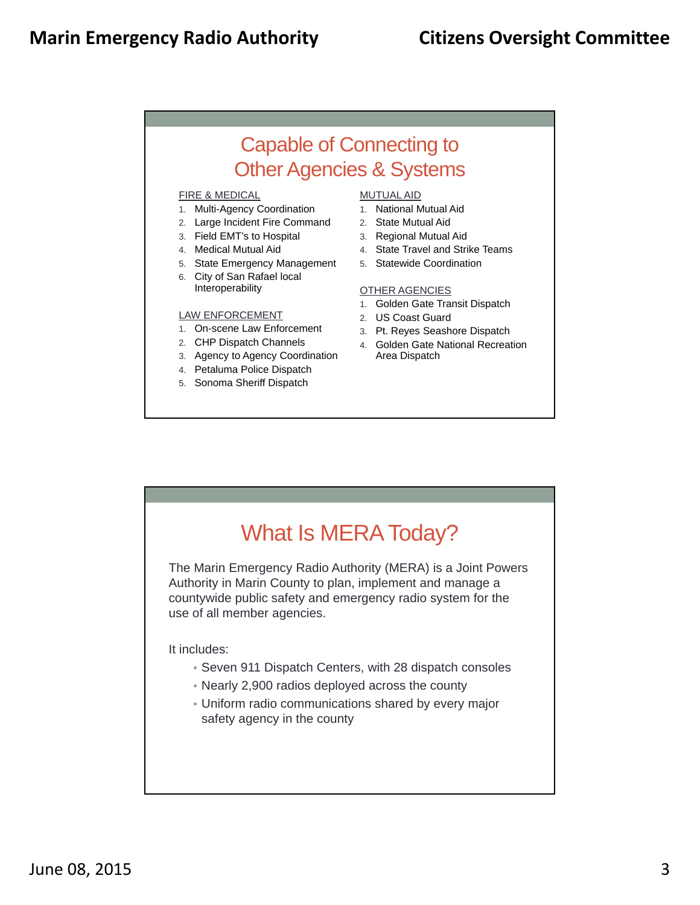## Capable of Connecting to Other Agencies & Systems

FIRE & MEDICAL

1. Multi-Agency Coordination
2. Large Incident Fire Command
3. Field EMT's to Hospital
4. Medical Mutual Aid
5. State Emergency Management
6. City of San Rafael local Interoperability

LAW ENFORCEMENT

1. On-scene Law Enforcement
2. CHP Dispatch Channels
3. Agency to Agency Coordination
4. Petaluma Police Dispatch
5. Sonoma Sheriff Dispatch

MUTUAL AID

1. National Mutual Aid
2. State Mutual Aid
3. Regional Mutual Aid
4. State Travel and Strike Teams
5. Statewide Coordination

OTHER AGENCIES

1. Golden Gate Transit Dispatch
2. US Coast Guard
3. Pt. Reyes Seashore Dispatch
4. Golden Gate National Recreation Area Dispatch

## What Is MERA Today?

The Marin Emergency Radio Authority (MERA) is a Joint Powers Authority in Marin County to plan, implement and manage a countywide public safety and emergency radio system for the use of all member agencies.

It includes:

- Seven 911 Dispatch Centers, with 28 dispatch consoles
- Nearly 2,900 radios deployed across the county
- Uniform radio communications shared by every major safety agency in the county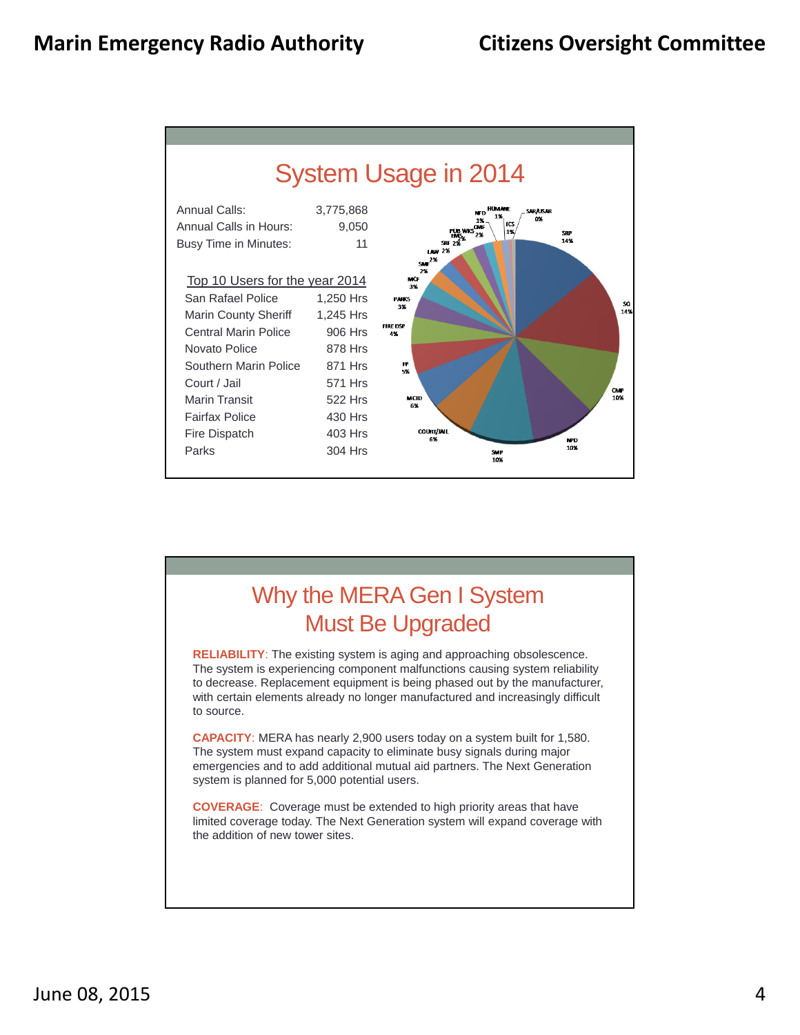# System Usage in 2014

| | |
|---|---|
| Annual Calls: | 3,775,868 |
| Annual Calls in Hours: | 9,050 |
| Busy Time in Minutes: | 11 |

| Top 10 Users for the year 2014 | |
|---|---|
| San Rafael Police | 1,250 Hrs |
| Marin County Sheriff | 1,245 Hrs |
| Central Marin Police | 906 Hrs |
| Novato Police | 878 Hrs |
| Southern Marin Police | 871 Hrs |
| Court / Jail | 571 Hrs |
| Marin Transit | 522 Hrs |
| Fairfax Police | 430 Hrs |
| Fire Dispatch | 403 Hrs |
| Parks | 304 Hrs |

SRP 14%, SO 14%, CMP 10%, NPD 10%, SMP 10%, COURT/JAIL 6%, MCTD 6%, FP 5%, FIRE DSP 4%, PARKS 3%, MCF 3%, SMF 2%, LAW 2%, SRF 2%, EMS 2%, PUB WKS 2%, CMF 2%, NFD 1%, HUMANE 1%, ICS 1%, SAR/USAR 0%

# Why the MERA Gen I System Must Be Upgraded

**RELIABILITY**: The existing system is aging and approaching obsolescence. The system is experiencing component malfunctions causing system reliability to decrease. Replacement equipment is being phased out by the manufacturer, with certain elements already no longer manufactured and increasingly difficult to source.

**CAPACITY**: MERA has nearly 2,900 users today on a system built for 1,580. The system must expand capacity to eliminate busy signals during major emergencies and to add additional mutual aid partners. The Next Generation system is planned for 5,000 potential users.

**COVERAGE**: Coverage must be extended to high priority areas that have limited coverage today. The Next Generation system will expand coverage with the addition of new tower sites.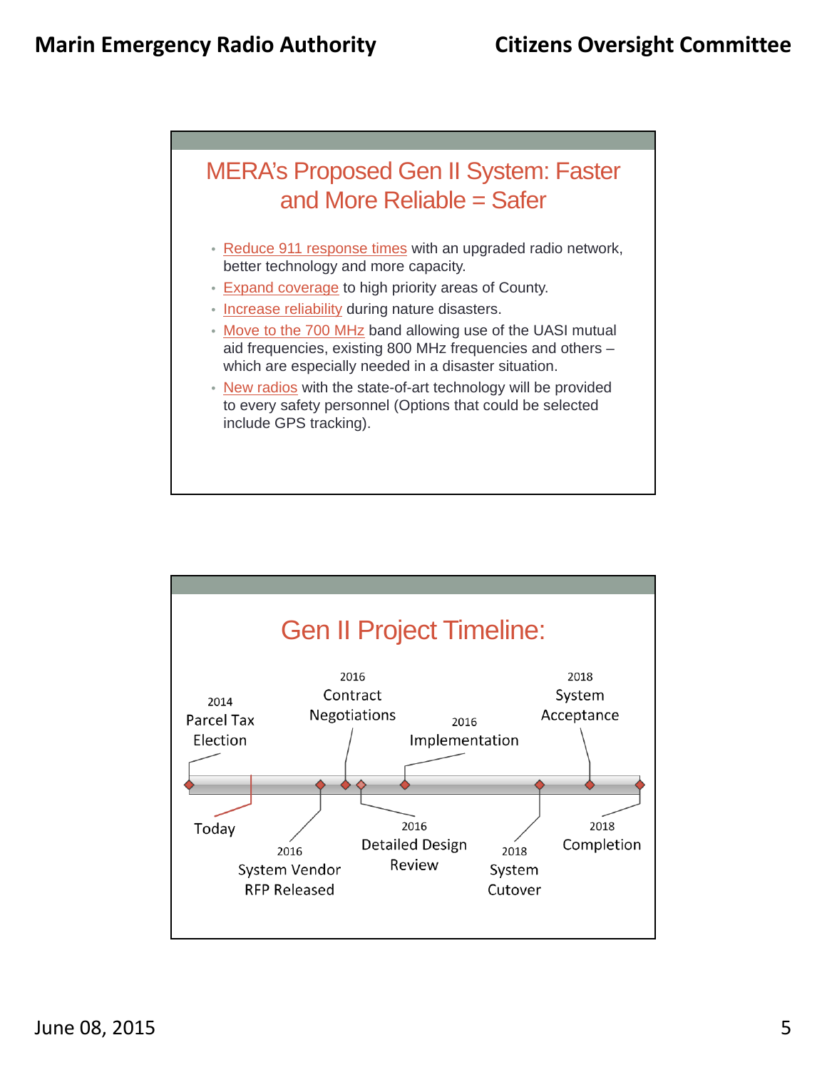## MERA's Proposed Gen II System: Faster and More Reliable = Safer

- Reduce 911 response times with an upgraded radio network, better technology and more capacity.
- Expand coverage to high priority areas of County.
- Increase reliability during nature disasters.
- Move to the 700 MHz band allowing use of the UASI mutual aid frequencies, existing 800 MHz frequencies and others – which are especially needed in a disaster situation.
- New radios with the state-of-art technology will be provided to every safety personnel (Options that could be selected include GPS tracking).

## Gen II Project Timeline:

- 2014 Parcel Tax Election
- Today
- 2016 System Vendor RFP Released
- 2016 Contract Negotiations
- 2016 Detailed Design Review
- 2016 Implementation
- 2018 System Cutover
- 2018 System Acceptance
- 2018 Completion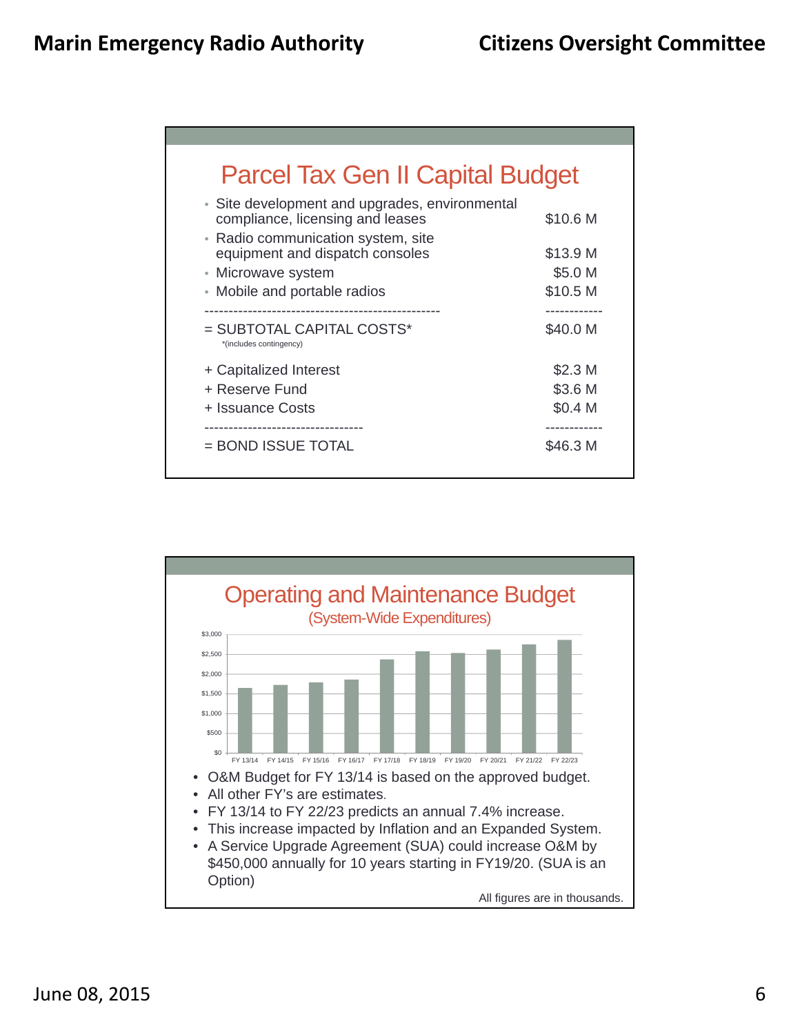## Parcel Tax Gen II Capital Budget

| Item | Amount |
|---|---|
| Site development and upgrades, environmental compliance, licensing and leases | $10.6 M |
| Radio communication system, site equipment and dispatch consoles | $13.9 M |
| Microwave system | $5.0 M |
| Mobile and portable radios | $10.5 M |
| = SUBTOTAL CAPITAL COSTS* | $40.0 M |
| + Capitalized Interest | $2.3 M |
| + Reserve Fund | $3.6 M |
| + Issuance Costs | $0.4 M |
| = BOND ISSUE TOTAL | $46.3 M |

*(includes contingency)

## Operating and Maintenance Budget

(System-Wide Expenditures)

Chart axis: $0 – $3,000; fiscal years FY 13/14, FY 14/15, FY 15/16, FY 16/17, FY 17/18, FY 18/19, FY 19/20, FY 20/21, FY 21/22, FY 22/23

- O&M Budget for FY 13/14 is based on the approved budget.
- All other FY's are estimates.
- FY 13/14 to FY 22/23 predicts an annual 7.4% increase.
- This increase impacted by Inflation and an Expanded System.
- A Service Upgrade Agreement (SUA) could increase O&M by $450,000 annually for 10 years starting in FY19/20. (SUA is an Option)

All figures are in thousands.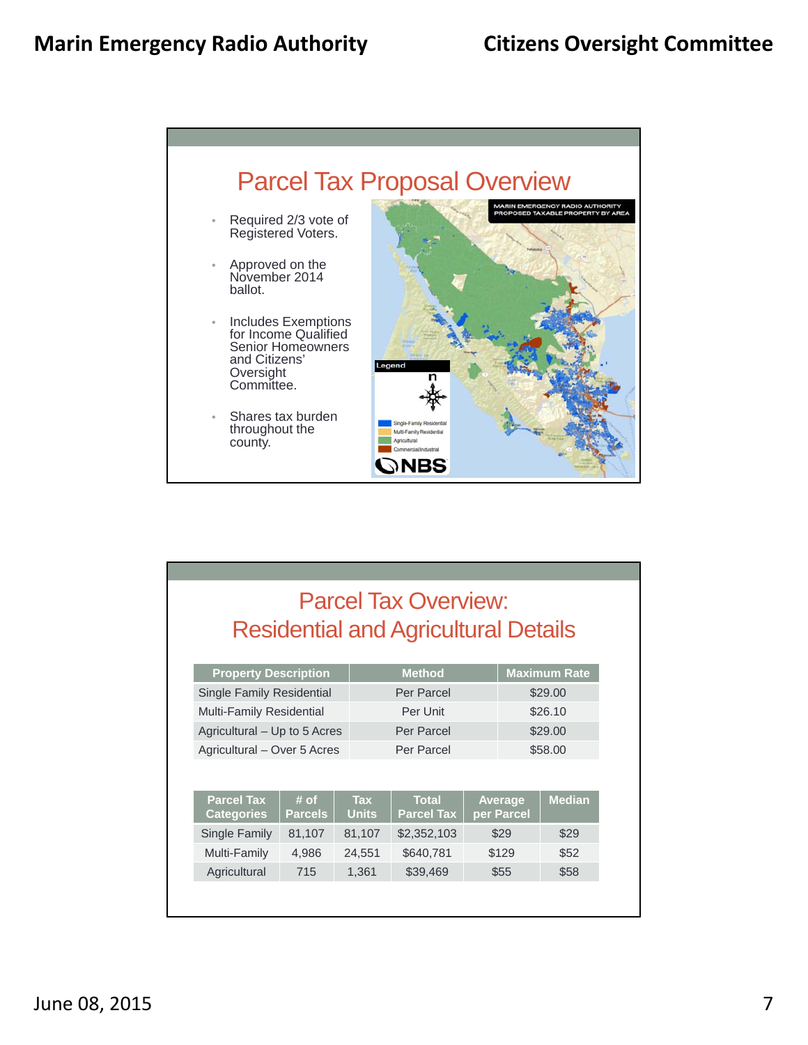## Parcel Tax Proposal Overview

- Required 2/3 vote of Registered Voters.
- Approved on the November 2014 ballot.
- Includes Exemptions for Income Qualified Senior Homeowners and Citizens' Oversight Committee.
- Shares tax burden throughout the county.

MARIN EMERGENCY RADIO AUTHORITY PROPOSED TAXABLE PROPERTY BY AREA

Legend

- Single-Family Residential
- Multi-Family Residential
- Agricultural
- Commercial/Industrial

NBS

## Parcel Tax Overview: Residential and Agricultural Details

| Property Description | Method | Maximum Rate |
|---|---|---|
| Single Family Residential | Per Parcel | $29.00 |
| Multi-Family Residential | Per Unit | $26.10 |
| Agricultural – Up to 5 Acres | Per Parcel | $29.00 |
| Agricultural – Over 5 Acres | Per Parcel | $58.00 |

| Parcel Tax Categories | # of Parcels | Tax Units | Total Parcel Tax | Average per Parcel | Median |
|---|---|---|---|---|---|
| Single Family | 81,107 | 81,107 | $2,352,103 | $29 | $29 |
| Multi-Family | 4,986 | 24,551 | $640,781 | $129 | $52 |
| Agricultural | 715 | 1,361 | $39,469 | $55 | $58 |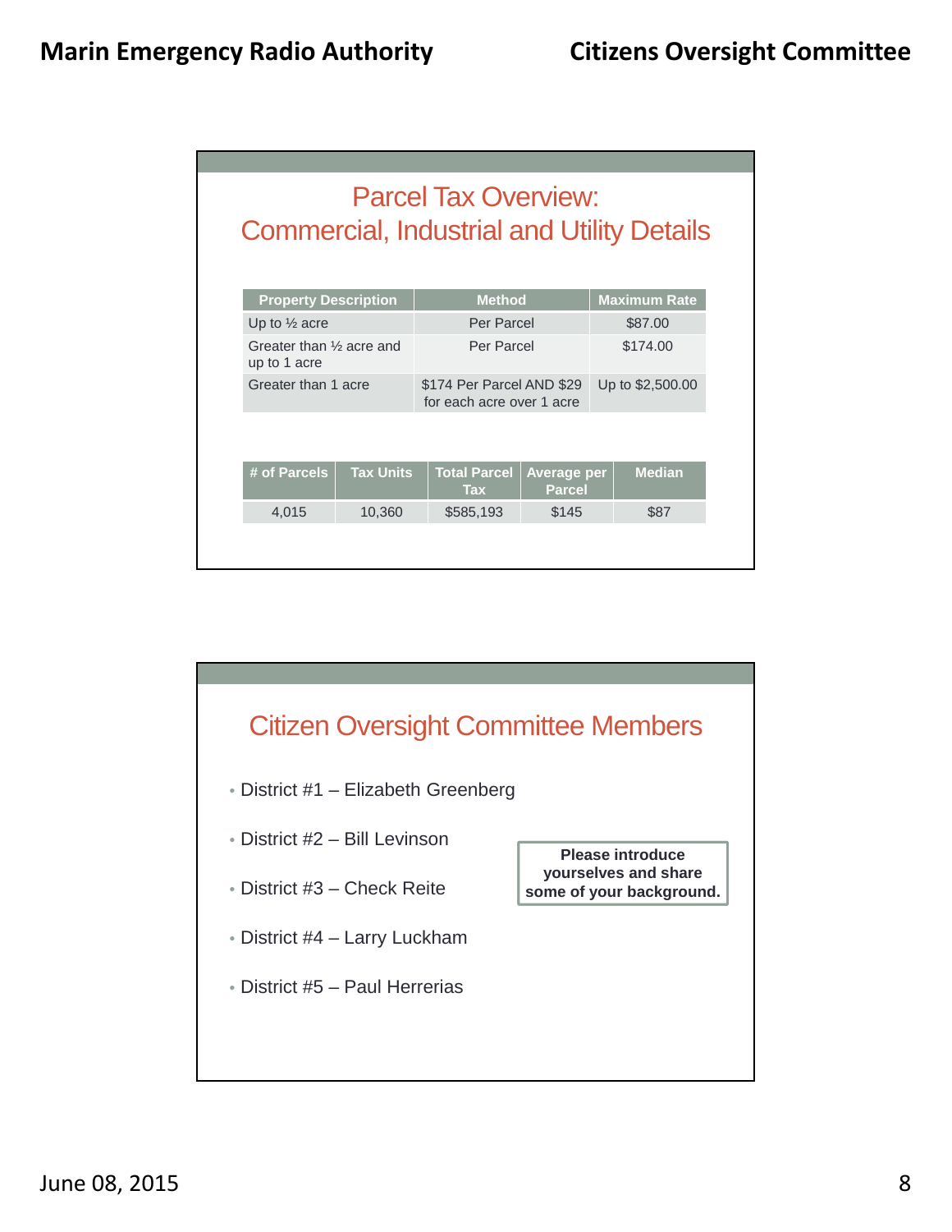## Parcel Tax Overview:
## Commercial, Industrial and Utility Details

| Property Description | Method | Maximum Rate |
|---|---|---|
| Up to ½ acre | Per Parcel | $87.00 |
| Greater than ½ acre and up to 1 acre | Per Parcel | $174.00 |
| Greater than 1 acre | $174 Per Parcel AND $29 for each acre over 1 acre | Up to $2,500.00 |

| # of Parcels | Tax Units | Total Parcel Tax | Average per Parcel | Median |
|---|---|---|---|---|
| 4,015 | 10,360 | $585,193 | $145 | $87 |

## Citizen Oversight Committee Members

- District #1 – Elizabeth Greenberg
- District #2 – Bill Levinson
- District #3 – Check Reite
- District #4 – Larry Luckham
- District #5 – Paul Herrerias

**Please introduce yourselves and share some of your background.**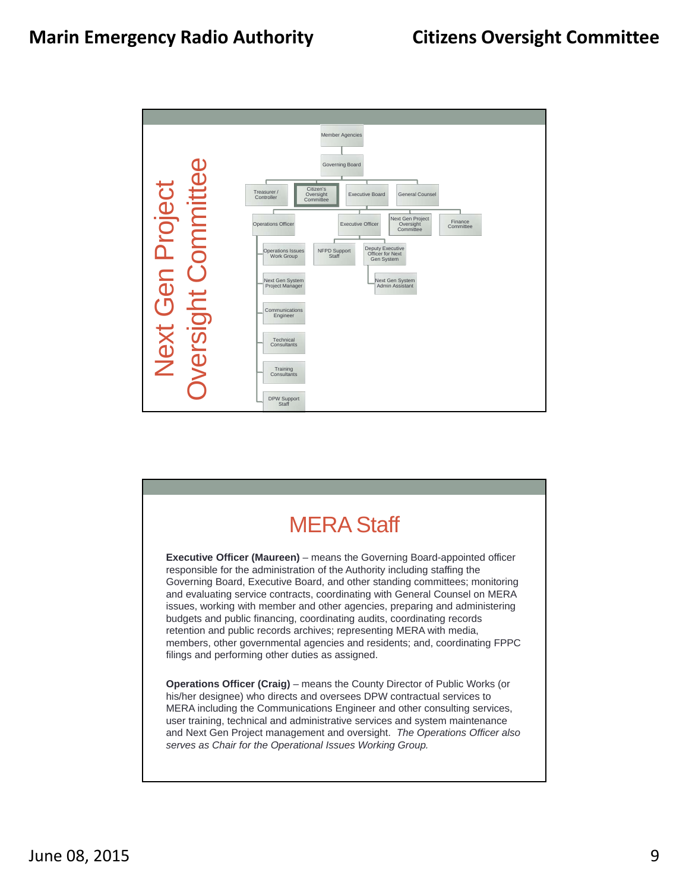# Next Gen Project Oversight Committee

- Member Agencies
  - Governing Board
    - Treasurer / Controller
    - Citizen's Oversight Committee
    - Executive Board
    - General Counsel
    - Operations Officer
      - Operations Issues Work Group
      - Next Gen System Project Manager
      - Communications Engineer
      - Technical Consultants
      - Training Consultants
      - DPW Support Staff
    - Executive Officer
      - NFPD Support Staff
      - Deputy Executive Officer for Next Gen System
        - Next Gen System Admin Assistant
    - Next Gen Project Oversight Committee
    - Finance Committee

# MERA Staff

**Executive Officer (Maureen)** – means the Governing Board-appointed officer responsible for the administration of the Authority including staffing the Governing Board, Executive Board, and other standing committees; monitoring and evaluating service contracts, coordinating with General Counsel on MERA issues, working with member and other agencies, preparing and administering budgets and public financing, coordinating audits, coordinating records retention and public records archives; representing MERA with media, members, other governmental agencies and residents; and, coordinating FPPC filings and performing other duties as assigned.

**Operations Officer (Craig)** – means the County Director of Public Works (or his/her designee) who directs and oversees DPW contractual services to MERA including the Communications Engineer and other consulting services, user training, technical and administrative services and system maintenance and Next Gen Project management and oversight. *The Operations Officer also serves as Chair for the Operational Issues Working Group.*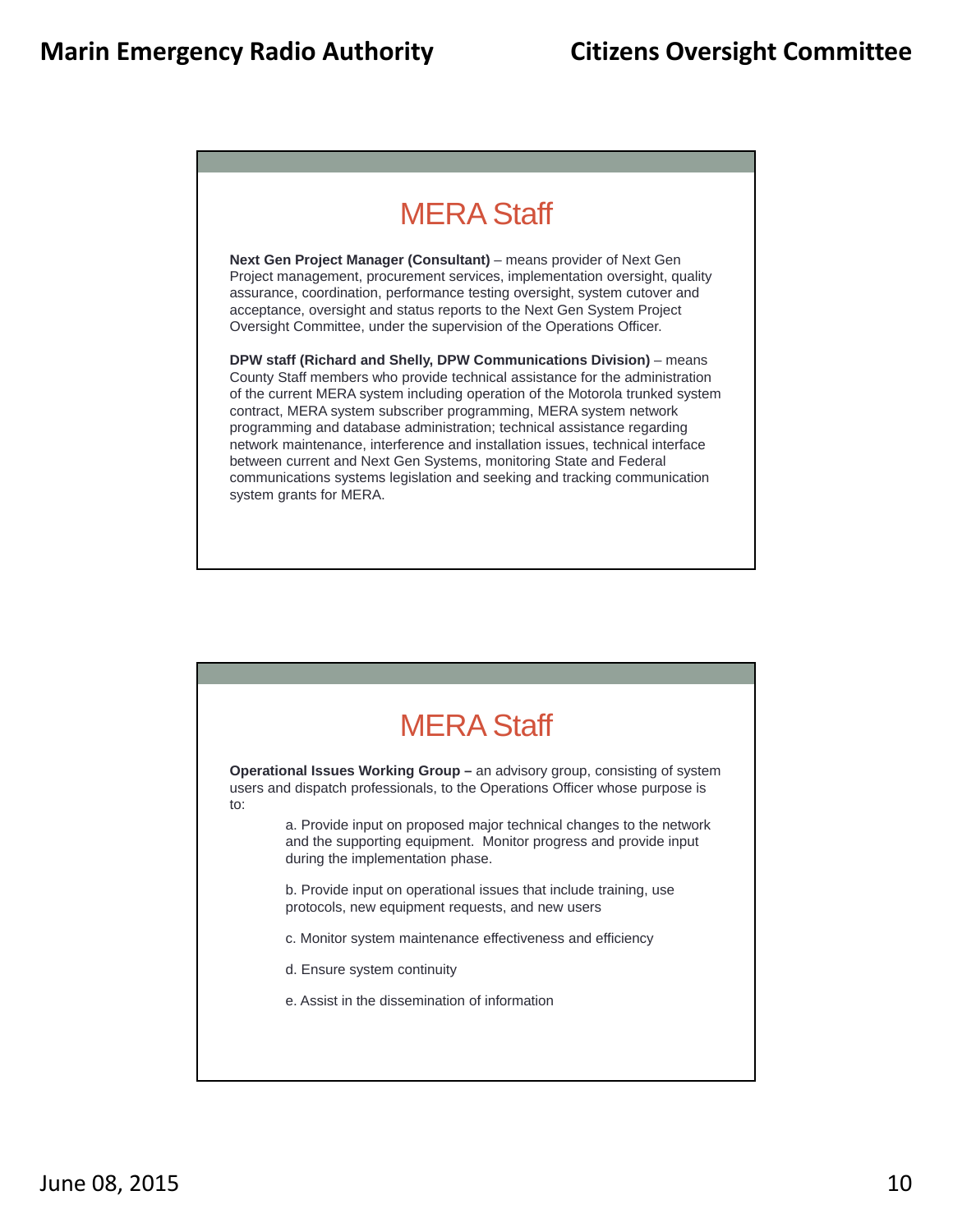## MERA Staff

**Next Gen Project Manager (Consultant)** – means provider of Next Gen Project management, procurement services, implementation oversight, quality assurance, coordination, performance testing oversight, system cutover and acceptance, oversight and status reports to the Next Gen System Project Oversight Committee, under the supervision of the Operations Officer.

**DPW staff (Richard and Shelly, DPW Communications Division)** – means County Staff members who provide technical assistance for the administration of the current MERA system including operation of the Motorola trunked system contract, MERA system subscriber programming, MERA system network programming and database administration; technical assistance regarding network maintenance, interference and installation issues, technical interface between current and Next Gen Systems, monitoring State and Federal communications systems legislation and seeking and tracking communication system grants for MERA.

## MERA Staff

**Operational Issues Working Group –** an advisory group, consisting of system users and dispatch professionals, to the Operations Officer whose purpose is to:

a. Provide input on proposed major technical changes to the network and the supporting equipment. Monitor progress and provide input during the implementation phase.

b. Provide input on operational issues that include training, use protocols, new equipment requests, and new users

c. Monitor system maintenance effectiveness and efficiency

d. Ensure system continuity

e. Assist in the dissemination of information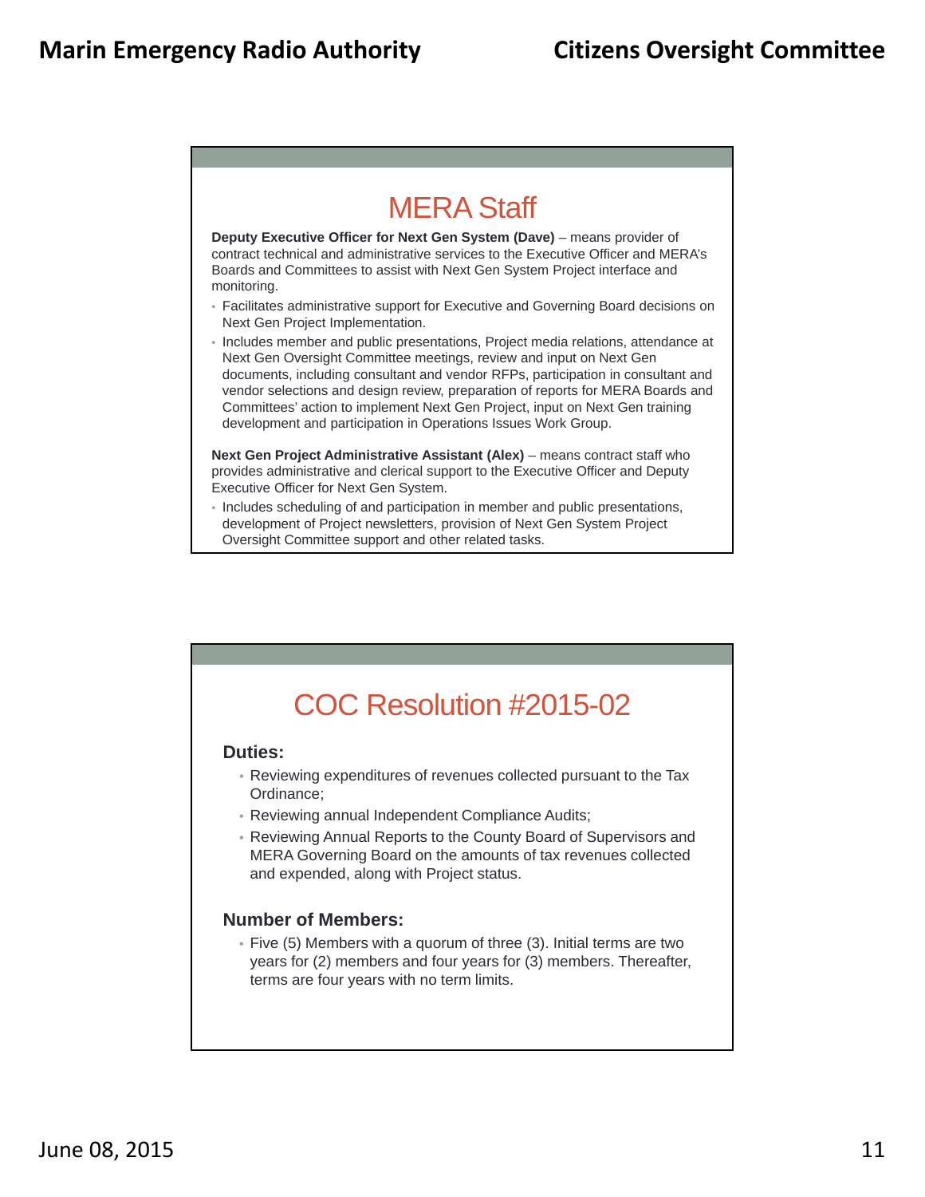## MERA Staff

**Deputy Executive Officer for Next Gen System (Dave)** – means provider of contract technical and administrative services to the Executive Officer and MERA's Boards and Committees to assist with Next Gen System Project interface and monitoring.

- Facilitates administrative support for Executive and Governing Board decisions on Next Gen Project Implementation.
- Includes member and public presentations, Project media relations, attendance at Next Gen Oversight Committee meetings, review and input on Next Gen documents, including consultant and vendor RFPs, participation in consultant and vendor selections and design review, preparation of reports for MERA Boards and Committees' action to implement Next Gen Project, input on Next Gen training development and participation in Operations Issues Work Group.

**Next Gen Project Administrative Assistant (Alex)** – means contract staff who provides administrative and clerical support to the Executive Officer and Deputy Executive Officer for Next Gen System.

- Includes scheduling of and participation in member and public presentations, development of Project newsletters, provision of Next Gen System Project Oversight Committee support and other related tasks.

## COC Resolution #2015-02

**Duties:**

- Reviewing expenditures of revenues collected pursuant to the Tax Ordinance;
- Reviewing annual Independent Compliance Audits;
- Reviewing Annual Reports to the County Board of Supervisors and MERA Governing Board on the amounts of tax revenues collected and expended, along with Project status.

**Number of Members:**

- Five (5) Members with a quorum of three (3). Initial terms are two years for (2) members and four years for (3) members. Thereafter, terms are four years with no term limits.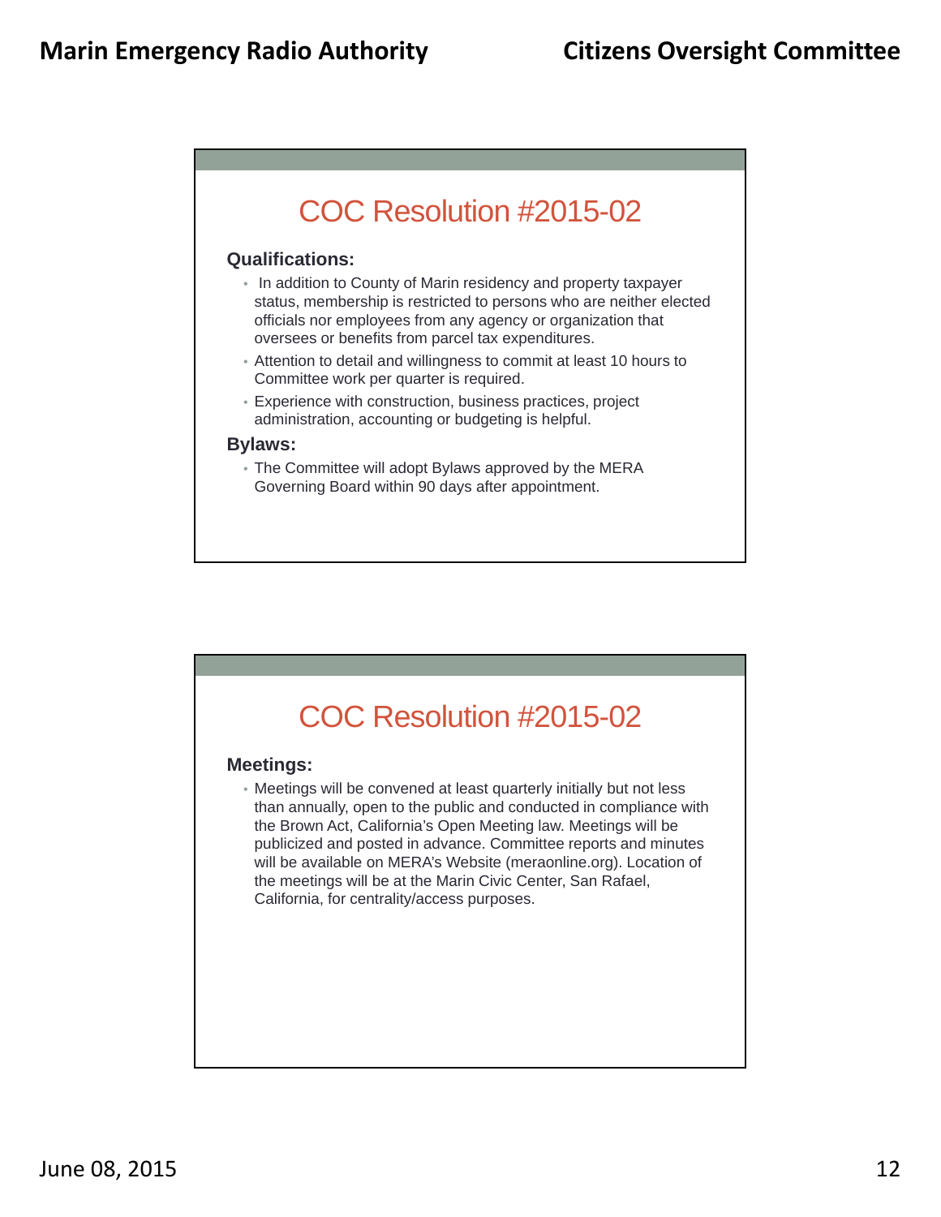## COC Resolution #2015-02

**Qualifications:**

- In addition to County of Marin residency and property taxpayer status, membership is restricted to persons who are neither elected officials nor employees from any agency or organization that oversees or benefits from parcel tax expenditures.
- Attention to detail and willingness to commit at least 10 hours to Committee work per quarter is required.
- Experience with construction, business practices, project administration, accounting or budgeting is helpful.

**Bylaws:**

- The Committee will adopt Bylaws approved by the MERA Governing Board within 90 days after appointment.

## COC Resolution #2015-02

**Meetings:**

- Meetings will be convened at least quarterly initially but not less than annually, open to the public and conducted in compliance with the Brown Act, California's Open Meeting law. Meetings will be publicized and posted in advance. Committee reports and minutes will be available on MERA's Website (meraonline.org). Location of the meetings will be at the Marin Civic Center, San Rafael, California, for centrality/access purposes.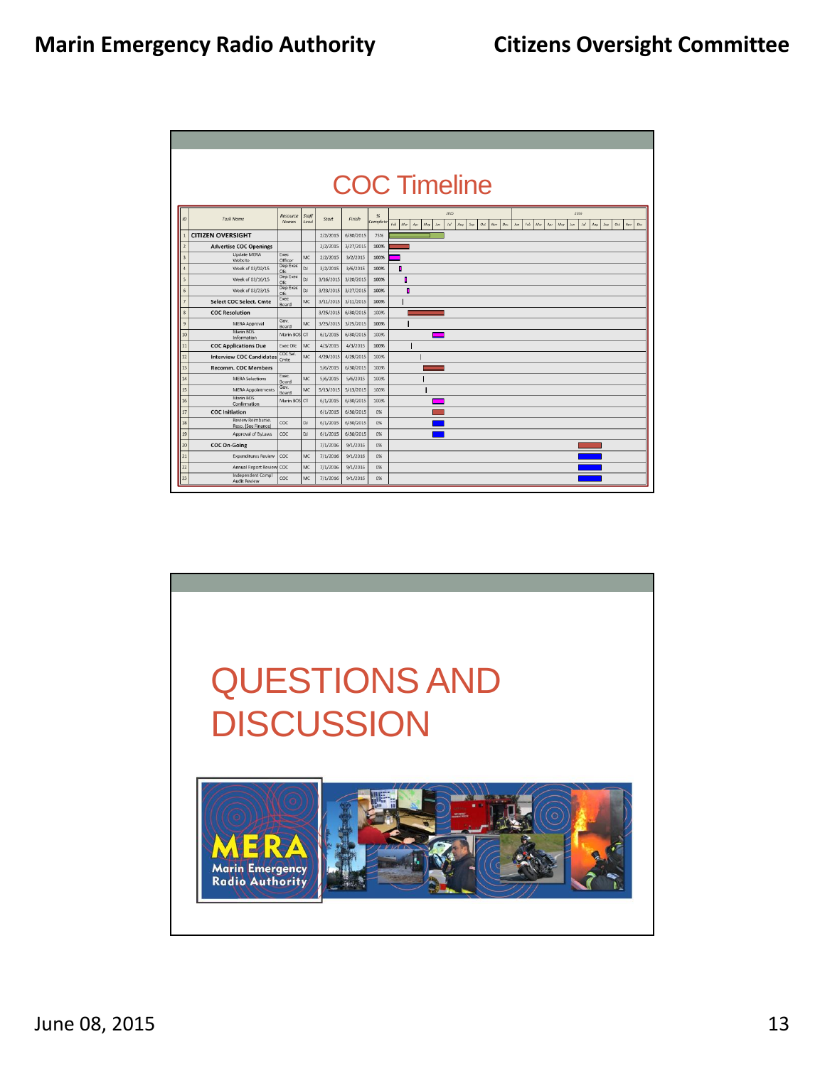## COC Timeline

| ID | Task Name | Resource Names | Staff Lead | Start | Finish | % Complete |
|---|---|---|---|---|---|---|
| 1 | CITIZEN OVERSIGHT | | | 2/2/2015 | 6/30/2015 | 75% |
| 2 | Advertise COC Openings | | | 2/2/2015 | 3/27/2015 | 100% |
| 3 | Update MERA Website | Exec Officer | MC | 2/2/2015 | 3/2/2015 | 100% |
| 4 | Week of 03/02/15 | Dep Exec Ofc | DJ | 3/2/2015 | 3/6/2015 | 100% |
| 5 | Week of 03/16/15 | Dep Exec Ofc | DJ | 3/16/2015 | 3/20/2015 | 100% |
| 6 | Week of 03/23/15 | Dep Exec Ofc | DJ | 3/23/2015 | 3/27/2015 | 100% |
| 7 | Select COC Select. Cmte | Exec Board | MC | 3/11/2015 | 3/11/2015 | 100% |
| 8 | COC Resolution | | | 3/25/2015 | 6/30/2015 | 100% |
| 9 | MERA Approval | Gov. Board | MC | 3/25/2015 | 3/25/2015 | 100% |
| 10 | Marin BOS Information | Marin BOS | CT | 6/1/2015 | 6/30/2015 | 100% |
| 11 | COC Applications Due | Exec Ofc | MC | 4/3/2015 | 4/3/2015 | 100% |
| 12 | Interview COC Candidates | COC Sel. Cmte | MC | 4/29/2015 | 4/29/2015 | 100% |
| 13 | Recomm. COC Members | | | 5/6/2015 | 6/30/2015 | 100% |
| 14 | MERA Selections | Exec. Board | MC | 5/6/2015 | 5/6/2015 | 100% |
| 15 | MERA Appointments | Gov. Board | MC | 5/13/2015 | 5/13/2015 | 100% |
| 16 | Marin BOS Confirmation | Marin BOS | CT | 6/1/2015 | 6/30/2015 | 100% |
| 17 | COC Initiation | | | 6/1/2015 | 6/30/2015 | 0% |
| 18 | Review Reimburse. Reso. (See Finance) | COC | DJ | 6/1/2015 | 6/30/2015 | 0% |
| 19 | Approval of ByLaws | COC | DJ | 6/1/2015 | 6/30/2015 | 0% |
| 20 | COC On-Going | | | 7/1/2016 | 9/1/2016 | 0% |
| 21 | Expenditures Review | COC | MC | 7/1/2016 | 9/1/2016 | 0% |
| 22 | Annual Report Review | COC | MC | 7/1/2016 | 9/1/2016 | 0% |
| 23 | Independent Compl Audit Review | COC | MC | 7/1/2016 | 9/1/2016 | 0% |

## QUESTIONS AND DISCUSSION

MERA
Marin Emergency Radio Authority